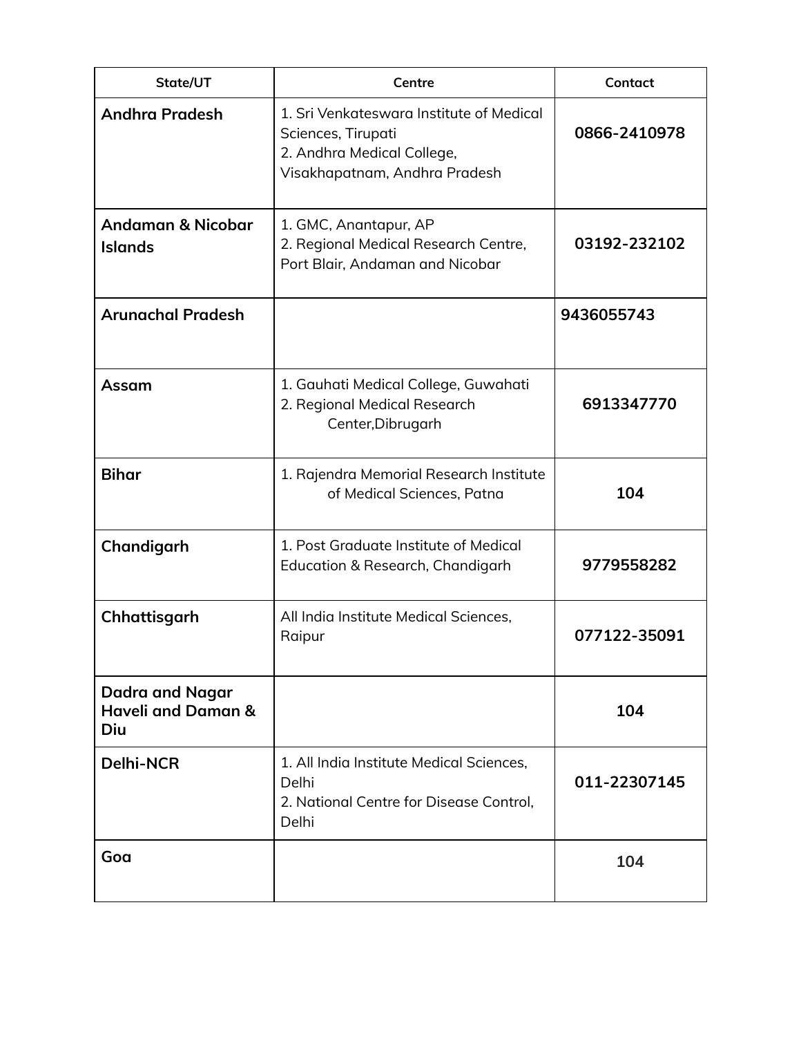| State/UT | Centre | Contact |
|---|---|---|
| **Andhra Pradesh** | 1. Sri Venkateswara Institute of Medical Sciences, Tirupati<br>2. Andhra Medical College, Visakhapatnam, Andhra Pradesh | **0866-2410978** |
| **Andaman & Nicobar Islands** | 1. GMC, Anantapur, AP<br>2. Regional Medical Research Centre, Port Blair, Andaman and Nicobar | **03192-232102** |
| **Arunachal Pradesh** | | **9436055743** |
| **Assam** | 1. Gauhati Medical College, Guwahati<br>2. Regional Medical Research Center,Dibrugarh | **6913347770** |
| **Bihar** | 1. Rajendra Memorial Research Institute of Medical Sciences, Patna | **104** |
| **Chandigarh** | 1. Post Graduate Institute of Medical Education & Research, Chandigarh | **9779558282** |
| **Chhattisgarh** | All India Institute Medical Sciences, Raipur | **077122-35091** |
| **Dadra and Nagar Haveli and Daman & Diu** | | **104** |
| **Delhi-NCR** | 1. All India Institute Medical Sciences, Delhi<br>2. National Centre for Disease Control, Delhi | **011-22307145** |
| **Goa** | | **104** |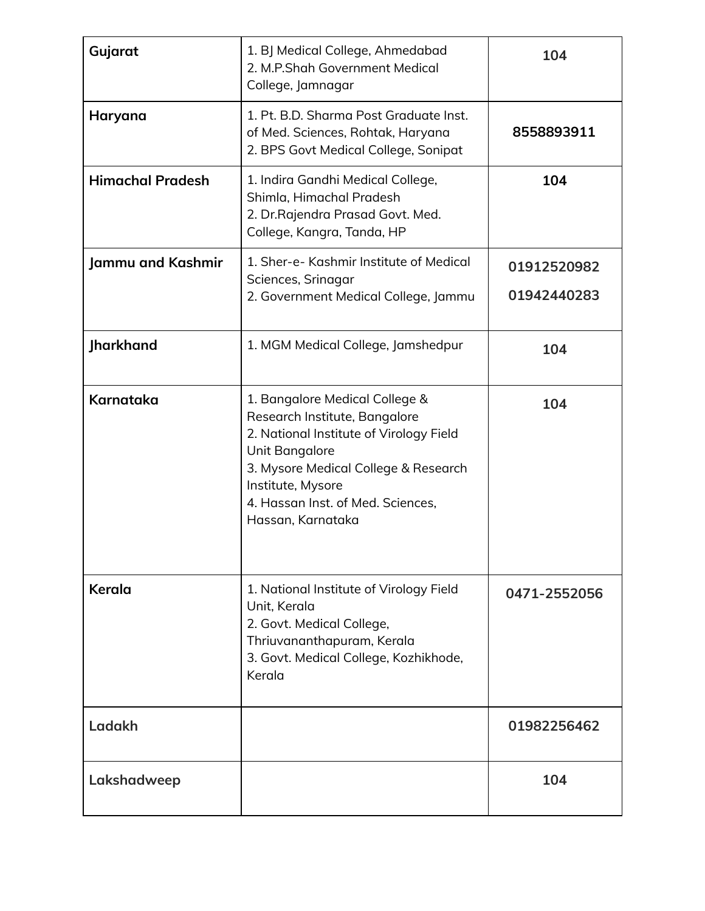| | | |
|---|---|---|
| **Gujarat** | 1. BJ Medical College, Ahmedabad<br>2. M.P.Shah Government Medical College, Jamnagar | **104** |
| **Haryana** | 1. Pt. B.D. Sharma Post Graduate Inst. of Med. Sciences, Rohtak, Haryana<br>2. BPS Govt Medical College, Sonipat | **8558893911** |
| **Himachal Pradesh** | 1. Indira Gandhi Medical College, Shimla, Himachal Pradesh<br>2. Dr.Rajendra Prasad Govt. Med. College, Kangra, Tanda, HP | **104** |
| **Jammu and Kashmir** | 1. Sher-e- Kashmir Institute of Medical Sciences, Srinagar<br>2. Government Medical College, Jammu | **01912520982**<br>**01942440283** |
| **Jharkhand** | 1. MGM Medical College, Jamshedpur | **104** |
| **Karnataka** | 1. Bangalore Medical College & Research Institute, Bangalore<br>2. National Institute of Virology Field Unit Bangalore<br>3. Mysore Medical College & Research Institute, Mysore<br>4. Hassan Inst. of Med. Sciences, Hassan, Karnataka | **104** |
| **Kerala** | 1. National Institute of Virology Field Unit, Kerala<br>2. Govt. Medical College, Thriuvananthapuram, Kerala<br>3. Govt. Medical College, Kozhikhode, Kerala | **0471-2552056** |
| **Ladakh** | | **01982256462** |
| **Lakshadweep** | | **104** |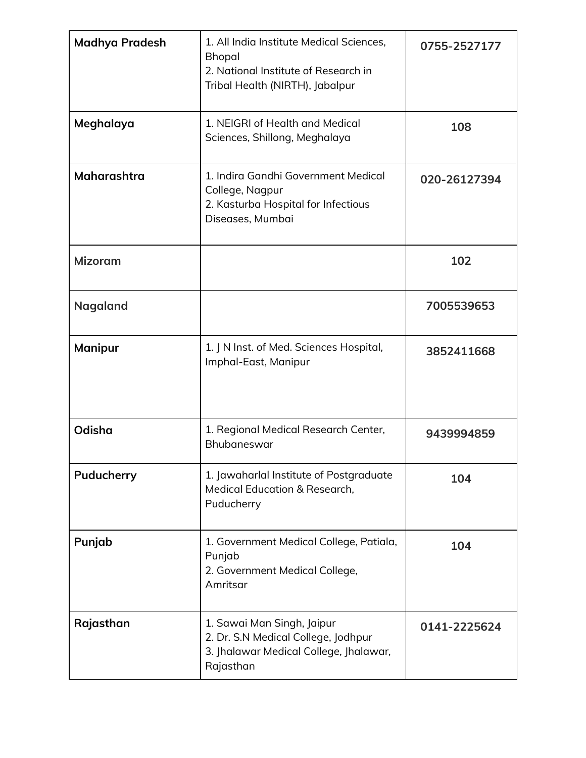| **Madhya Pradesh** | 1. All India Institute Medical Sciences, Bhopal<br>2. National Institute of Research in Tribal Health (NIRTH), Jabalpur | **0755-2527177** |
|---|---|---|
| **Meghalaya** | 1. NEIGRI of Health and Medical Sciences, Shillong, Meghalaya | **108** |
| **Maharashtra** | 1. Indira Gandhi Government Medical College, Nagpur<br>2. Kasturba Hospital for Infectious Diseases, Mumbai | **020-26127394** |
| **Mizoram** | | **102** |
| **Nagaland** | | **7005539653** |
| **Manipur** | 1. J N Inst. of Med. Sciences Hospital, Imphal-East, Manipur | **3852411668** |
| **Odisha** | 1. Regional Medical Research Center, Bhubaneswar | **9439994859** |
| **Puducherry** | 1. Jawaharlal Institute of Postgraduate Medical Education & Research, Puducherry | **104** |
| **Punjab** | 1. Government Medical College, Patiala, Punjab<br>2. Government Medical College, Amritsar | **104** |
| **Rajasthan** | 1. Sawai Man Singh, Jaipur<br>2. Dr. S.N Medical College, Jodhpur<br>3. Jhalawar Medical College, Jhalawar, Rajasthan | **0141-2225624** |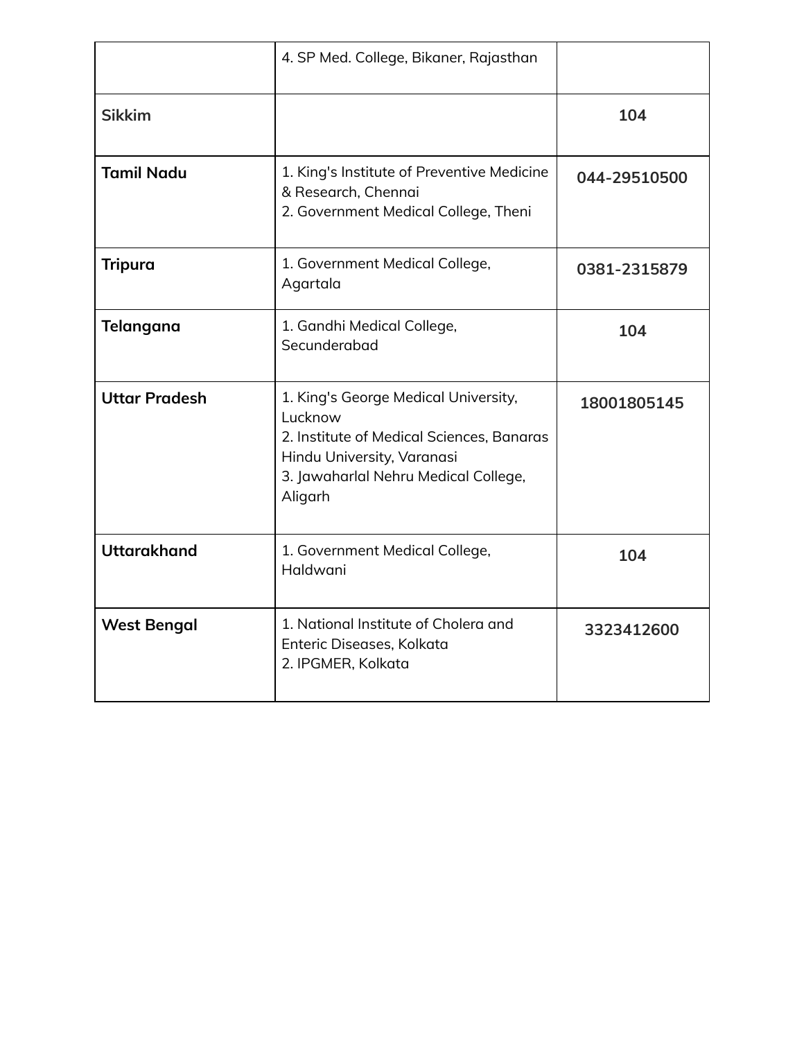| | | |
|---|---|---|
| | 4. SP Med. College, Bikaner, Rajasthan | |
| **Sikkim** | | **104** |
| **Tamil Nadu** | 1. King's Institute of Preventive Medicine & Research, Chennai<br>2. Government Medical College, Theni | **044-29510500** |
| **Tripura** | 1. Government Medical College, Agartala | **0381-2315879** |
| **Telangana** | 1. Gandhi Medical College, Secunderabad | **104** |
| **Uttar Pradesh** | 1. King's George Medical University, Lucknow<br>2. Institute of Medical Sciences, Banaras Hindu University, Varanasi<br>3. Jawaharlal Nehru Medical College, Aligarh | **18001805145** |
| **Uttarakhand** | 1. Government Medical College, Haldwani | **104** |
| **West Bengal** | 1. National Institute of Cholera and Enteric Diseases, Kolkata<br>2. IPGMER, Kolkata | **3323412600** |